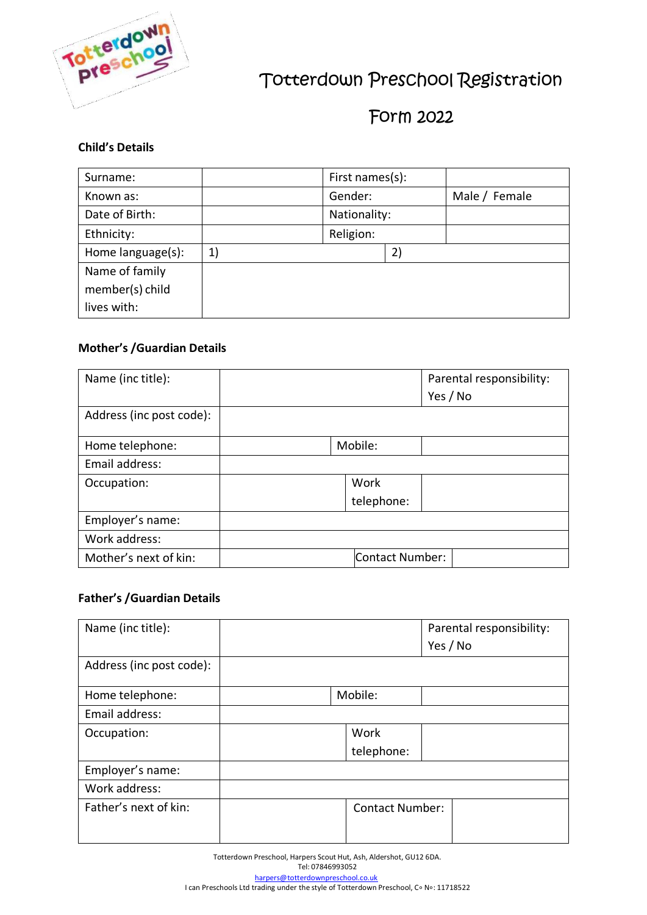# Totterdown Preschool Registration Form 2022

**Child's Details**

| Surname: | | First names(s): | |
|---|---|---|---|
| Known as: | | Gender: | Male / Female |
| Date of Birth: | | Nationality: | |
| Ethnicity: | | Religion: | |
| Home language(s): | 1) | 2) | |
| Name of family member(s) child lives with: | | | |

**Mother's /Guardian Details**

| Name (inc title): | | | Parental responsibility: Yes / No |
|---|---|---|---|
| Address (inc post code): | | | |
| Home telephone: | | Mobile: | |
| Email address: | | | |
| Occupation: | | Work telephone: | |
| Employer's name: | | | |
| Work address: | | | |
| Mother's next of kin: | | Contact Number: | |

**Father's /Guardian Details**

| Name (inc title): | | | Parental responsibility: Yes / No |
|---|---|---|---|
| Address (inc post code): | | | |
| Home telephone: | | Mobile: | |
| Email address: | | | |
| Occupation: | | Work telephone: | |
| Employer's name: | | | |
| Work address: | | | |
| Father's next of kin: | | Contact Number: | |

Totterdown Preschool, Harpers Scout Hut, Ash, Aldershot, GU12 6DA.
Tel: 07846993052
harpers@totterdownpreschool.co.uk
I can Preschools Ltd trading under the style of Totterdown Preschool, Co No: 11718522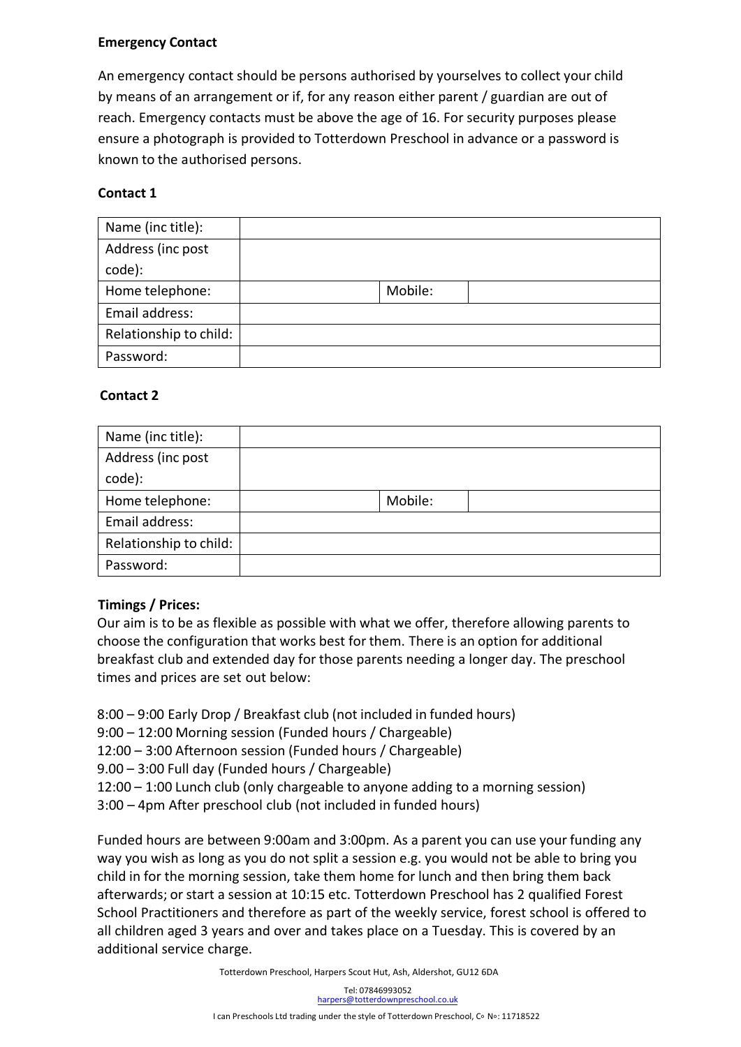**Emergency Contact**

An emergency contact should be persons authorised by yourselves to collect your child by means of an arrangement or if, for any reason either parent / guardian are out of reach. Emergency contacts must be above the age of 16. For security purposes please ensure a photograph is provided to Totterdown Preschool in advance or a password is known to the authorised persons.

**Contact 1**

| Name (inc title): | | | |
|---|---|---|---|
| Address (inc post code): | | | |
| Home telephone: | | Mobile: | |
| Email address: | | | |
| Relationship to child: | | | |
| Password: | | | |

**Contact 2**

| Name (inc title): | | | |
|---|---|---|---|
| Address (inc post code): | | | |
| Home telephone: | | Mobile: | |
| Email address: | | | |
| Relationship to child: | | | |
| Password: | | | |

**Timings / Prices:**

Our aim is to be as flexible as possible with what we offer, therefore allowing parents to choose the configuration that works best for them. There is an option for additional breakfast club and extended day for those parents needing a longer day. The preschool times and prices are set out below:

8:00 – 9:00 Early Drop / Breakfast club (not included in funded hours)
9:00 – 12:00 Morning session (Funded hours / Chargeable)
12:00 – 3:00 Afternoon session (Funded hours / Chargeable)
9.00 – 3:00 Full day (Funded hours / Chargeable)
12:00 – 1:00 Lunch club (only chargeable to anyone adding to a morning session)
3:00 – 4pm After preschool club (not included in funded hours)

Funded hours are between 9:00am and 3:00pm. As a parent you can use your funding any way you wish as long as you do not split a session e.g. you would not be able to bring you child in for the morning session, take them home for lunch and then bring them back afterwards; or start a session at 10:15 etc. Totterdown Preschool has 2 qualified Forest School Practitioners and therefore as part of the weekly service, forest school is offered to all children aged 3 years and over and takes place on a Tuesday. This is covered by an additional service charge.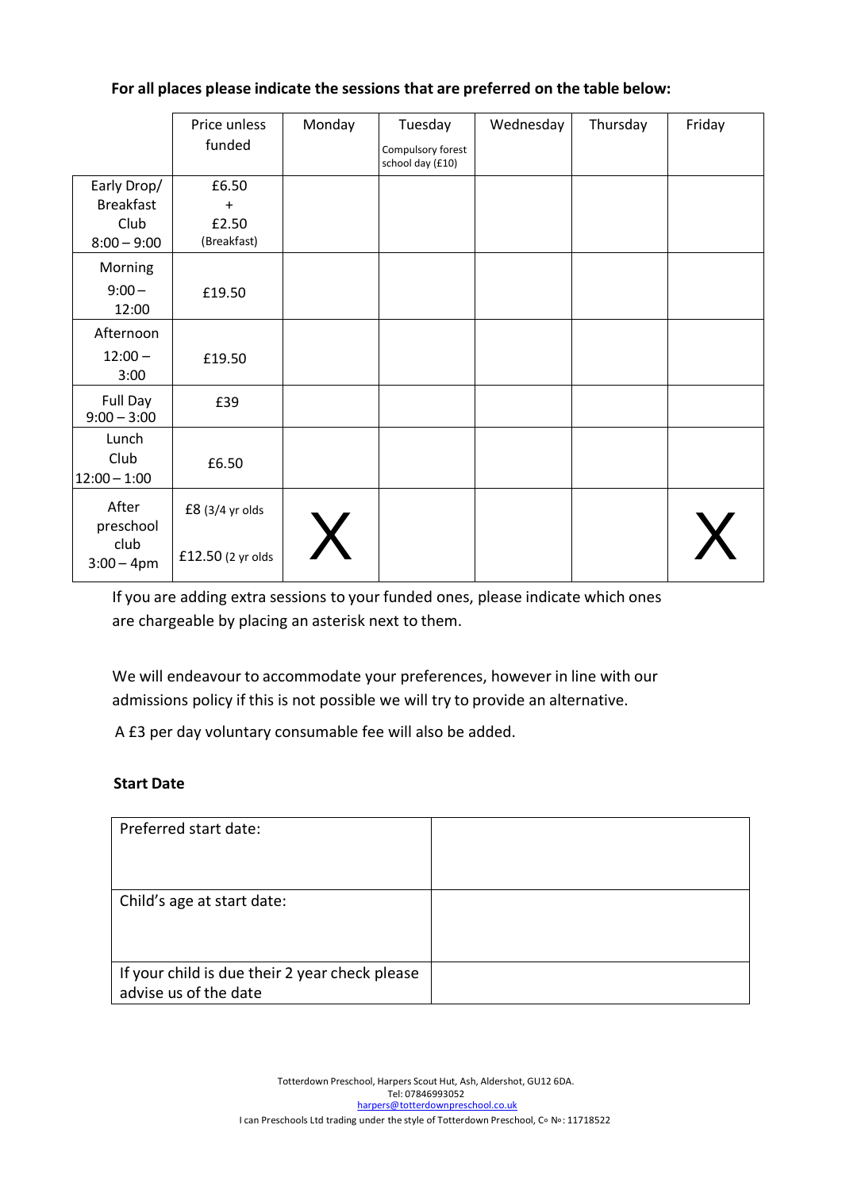**For all places please indicate the sessions that are preferred on the table below:**

| | Price unless funded | Monday | Tuesday<br>Compulsory forest school day (£10) | Wednesday | Thursday | Friday |
|---|---|---|---|---|---|---|
| Early Drop/ Breakfast Club 8:00 – 9:00 | £6.50 + £2.50 (Breakfast) | | | | | |
| Morning 9:00 – 12:00 | £19.50 | | | | | |
| Afternoon 12:00 – 3:00 | £19.50 | | | | | |
| Full Day 9:00 – 3:00 | £39 | | | | | |
| Lunch Club 12:00 – 1:00 | £6.50 | | | | | |
| After preschool club 3:00 – 4pm | £8 (3/4 yr olds<br>£12.50 (2 yr olds | X | | | | X |

If you are adding extra sessions to your funded ones, please indicate which ones are chargeable by placing an asterisk next to them.

We will endeavour to accommodate your preferences, however in line with our admissions policy if this is not possible we will try to provide an alternative.

A £3 per day voluntary consumable fee will also be added.

**Start Date**

| Preferred start date: | |
|---|---|
| Child's age at start date: | |
| If your child is due their 2 year check please advise us of the date | |

Totterdown Preschool, Harpers Scout Hut, Ash, Aldershot, GU12 6DA.
Tel: 07846993052
harpers@totterdownpreschool.co.uk
I can Preschools Ltd trading under the style of Totterdown Preschool, Co №: 11718522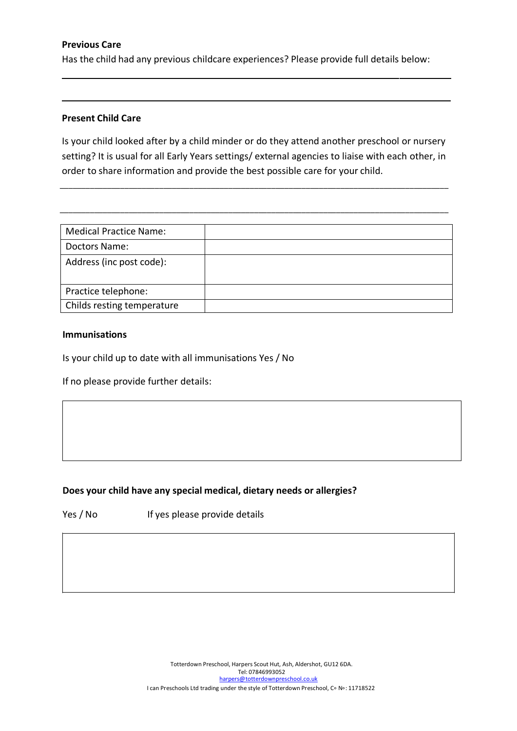**Previous Care**

Has the child had any previous childcare experiences? Please provide full details below:

\_\_\_\_\_\_\_\_\_\_\_\_\_\_\_\_\_\_\_\_\_\_\_\_\_\_\_\_\_\_\_\_\_\_\_\_\_\_\_\_\_\_\_\_\_\_\_\_\_\_\_\_\_\_\_\_\_\_\_\_\_\_\_\_\_\_\_\_\_\_\_\_\_\_\_\_

\_\_\_\_\_\_\_\_\_\_\_\_\_\_\_\_\_\_\_\_\_\_\_\_\_\_\_\_\_\_\_\_\_\_\_\_\_\_\_\_\_\_\_\_\_\_\_\_\_\_\_\_\_\_\_\_\_\_\_\_\_\_\_\_\_\_\_\_\_\_\_\_\_\_\_\_

**Present Child Care**

Is your child looked after by a child minder or do they attend another preschool or nursery setting? It is usual for all Early Years settings/ external agencies to liaise with each other, in order to share information and provide the best possible care for your child.

\_\_\_\_\_\_\_\_\_\_\_\_\_\_\_\_\_\_\_\_\_\_\_\_\_\_\_\_\_\_\_\_\_\_\_\_\_\_\_\_\_\_\_\_\_\_\_\_\_\_\_\_\_\_\_\_\_\_\_\_\_\_\_\_\_\_\_\_\_\_\_\_\_\_\_\_

\_\_\_\_\_\_\_\_\_\_\_\_\_\_\_\_\_\_\_\_\_\_\_\_\_\_\_\_\_\_\_\_\_\_\_\_\_\_\_\_\_\_\_\_\_\_\_\_\_\_\_\_\_\_\_\_\_\_\_\_\_\_\_\_\_\_\_\_\_\_\_\_\_\_\_\_

| Medical Practice Name: | |
|---|---|
| Doctors Name: | |
| Address (inc post code): | |
| Practice telephone: | |
| Childs resting temperature | |

**Immunisations**

Is your child up to date with all immunisations Yes / No

If no please provide further details:

**Does your child have any special medical, dietary needs or allergies?**

Yes / No     If yes please provide details

Totterdown Preschool, Harpers Scout Hut, Ash, Aldershot, GU12 6DA.
Tel: 07846993052
harpers@totterdownpreschool.co.uk
I can Preschools Ltd trading under the style of Totterdown Preschool, Co No: 11718522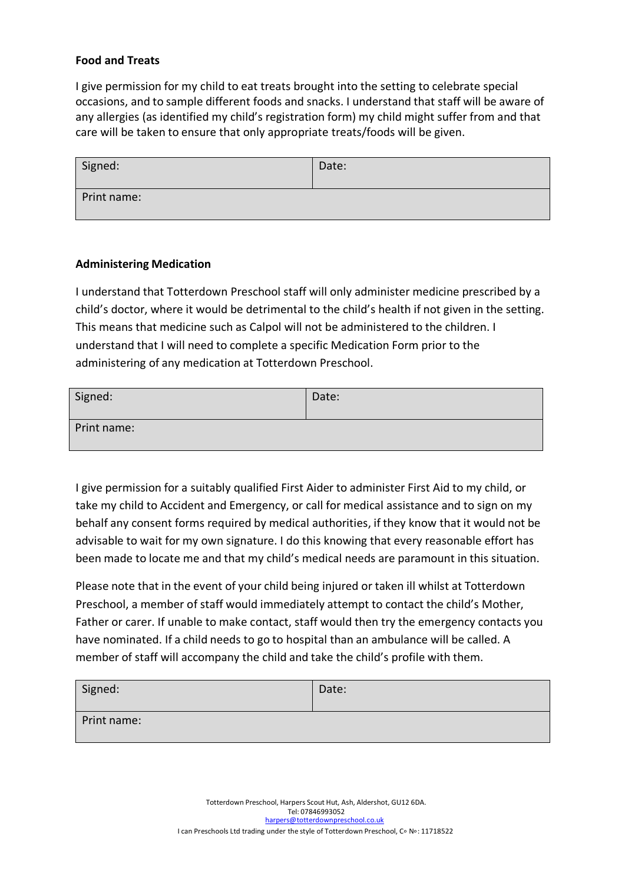**Food and Treats**

I give permission for my child to eat treats brought into the setting to celebrate special occasions, and to sample different foods and snacks. I understand that staff will be aware of any allergies (as identified my child's registration form) my child might suffer from and that care will be taken to ensure that only appropriate treats/foods will be given.

| Signed: | Date: |
|---|---|
| Print name: | |

**Administering Medication**

I understand that Totterdown Preschool staff will only administer medicine prescribed by a child's doctor, where it would be detrimental to the child's health if not given in the setting. This means that medicine such as Calpol will not be administered to the children. I understand that I will need to complete a specific Medication Form prior to the administering of any medication at Totterdown Preschool.

| Signed: | Date: |
|---|---|
| Print name: | |

I give permission for a suitably qualified First Aider to administer First Aid to my child, or take my child to Accident and Emergency, or call for medical assistance and to sign on my behalf any consent forms required by medical authorities, if they know that it would not be advisable to wait for my own signature. I do this knowing that every reasonable effort has been made to locate me and that my child's medical needs are paramount in this situation.

Please note that in the event of your child being injured or taken ill whilst at Totterdown Preschool, a member of staff would immediately attempt to contact the child's Mother, Father or carer. If unable to make contact, staff would then try the emergency contacts you have nominated. If a child needs to go to hospital than an ambulance will be called. A member of staff will accompany the child and take the child's profile with them.

| Signed: | Date: |
|---|---|
| Print name: | |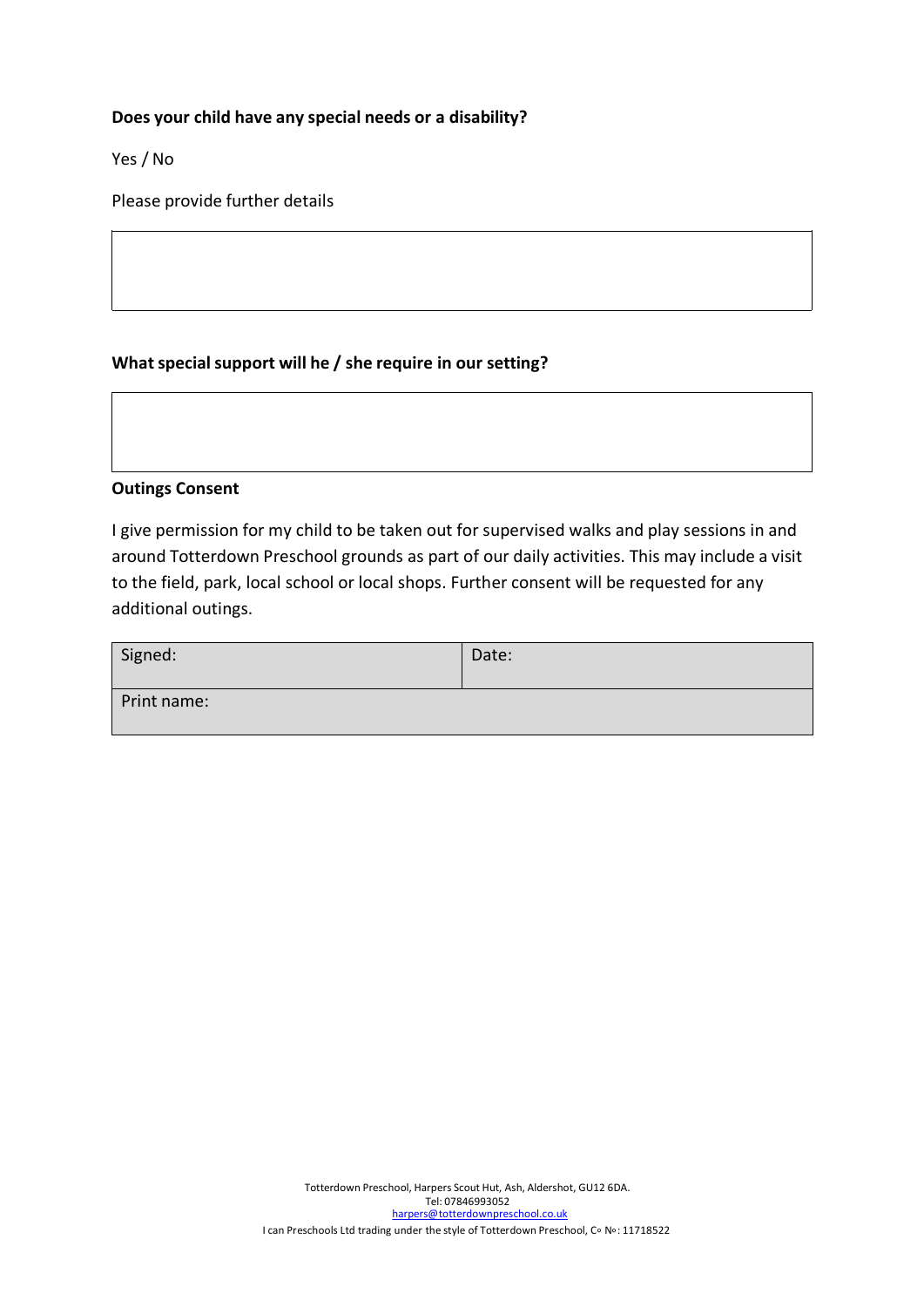**Does your child have any special needs or a disability?**

Yes / No

Please provide further details

| |
|---|
| |

**What special support will he / she require in our setting?**

| |
|---|
| |

**Outings Consent**

I give permission for my child to be taken out for supervised walks and play sessions in and around Totterdown Preschool grounds as part of our daily activities. This may include a visit to the field, park, local school or local shops. Further consent will be requested for any additional outings.

| Signed: | Date: |
|---|---|
| Print name: | |

Totterdown Preschool, Harpers Scout Hut, Ash, Aldershot, GU12 6DA.
Tel: 07846993052
harpers@totterdownpreschool.co.uk
I can Preschools Ltd trading under the style of Totterdown Preschool, Co No: 11718522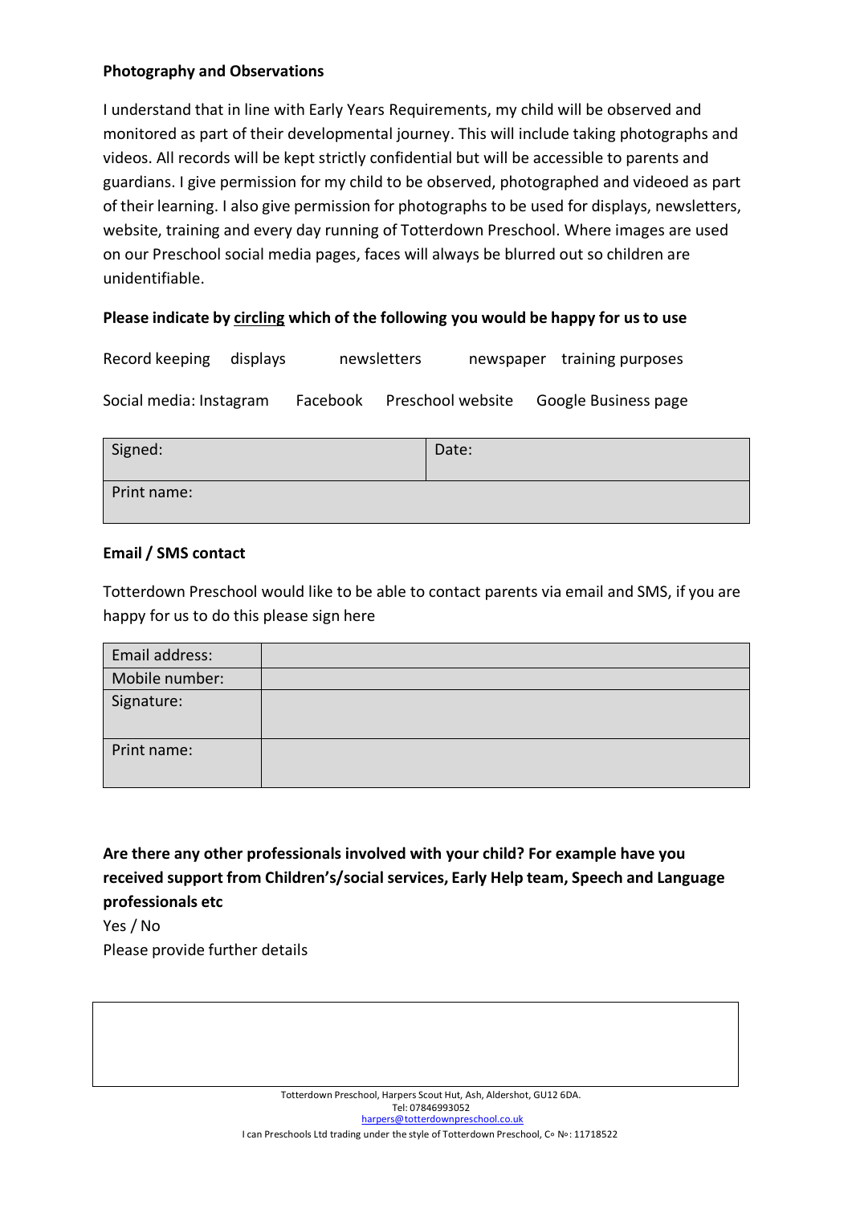**Photography and Observations**

I understand that in line with Early Years Requirements, my child will be observed and monitored as part of their developmental journey. This will include taking photographs and videos. All records will be kept strictly confidential but will be accessible to parents and guardians. I give permission for my child to be observed, photographed and videoed as part of their learning. I also give permission for photographs to be used for displays, newsletters, website, training and every day running of Totterdown Preschool. Where images are used on our Preschool social media pages, faces will always be blurred out so children are unidentifiable.

**Please indicate by circling which of the following you would be happy for us to use**

Record keeping    displays    newsletters    newspaper    training purposes

Social media: Instagram    Facebook    Preschool website    Google Business page

| Signed: | Date: |
|---|---|
| Print name: | |

**Email / SMS contact**

Totterdown Preschool would like to be able to contact parents via email and SMS, if you are happy for us to do this please sign here

| Email address: | |
|---|---|
| Mobile number: | |
| Signature: | |
| Print name: | |

**Are there any other professionals involved with your child? For example have you received support from Children's/social services, Early Help team, Speech and Language professionals etc**

Yes / No

Please provide further details

| |
|---|
| |

Totterdown Preschool, Harpers Scout Hut, Ash, Aldershot, GU12 6DA.
Tel: 07846993052
harpers@totterdownpreschool.co.uk
I can Preschools Ltd trading under the style of Totterdown Preschool, Co No: 11718522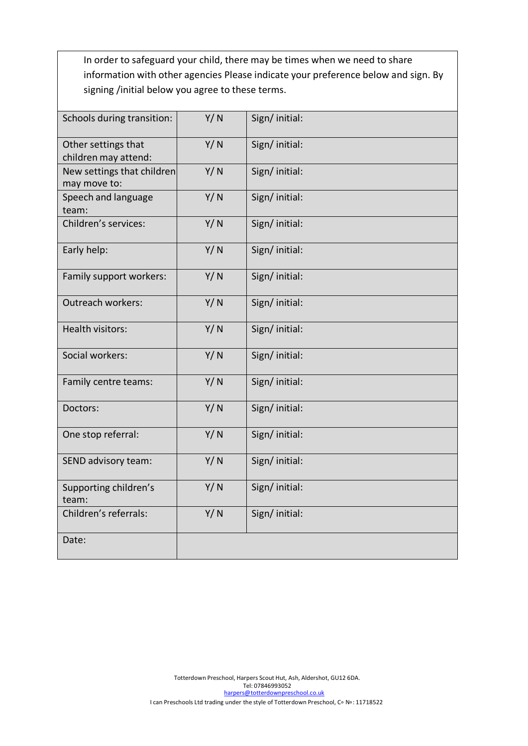In order to safeguard your child, there may be times when we need to share information with other agencies Please indicate your preference below and sign. By signing /initial below you agree to these terms.

| | | |
|---|---|---|
| Schools during transition: | Y/ N | Sign/ initial: |
| Other settings that children may attend: | Y/ N | Sign/ initial: |
| New settings that children may move to: | Y/ N | Sign/ initial: |
| Speech and language team: | Y/ N | Sign/ initial: |
| Children's services: | Y/ N | Sign/ initial: |
| Early help: | Y/ N | Sign/ initial: |
| Family support workers: | Y/ N | Sign/ initial: |
| Outreach workers: | Y/ N | Sign/ initial: |
| Health visitors: | Y/ N | Sign/ initial: |
| Social workers: | Y/ N | Sign/ initial: |
| Family centre teams: | Y/ N | Sign/ initial: |
| Doctors: | Y/ N | Sign/ initial: |
| One stop referral: | Y/ N | Sign/ initial: |
| SEND advisory team: | Y/ N | Sign/ initial: |
| Supporting children's team: | Y/ N | Sign/ initial: |
| Children's referrals: | Y/ N | Sign/ initial: |
| Date: | | |

Totterdown Preschool, Harpers Scout Hut, Ash, Aldershot, GU12 6DA.
Tel: 07846993052
harpers@totterdownpreschool.co.uk
I can Preschools Ltd trading under the style of Totterdown Preschool, Co №: 11718522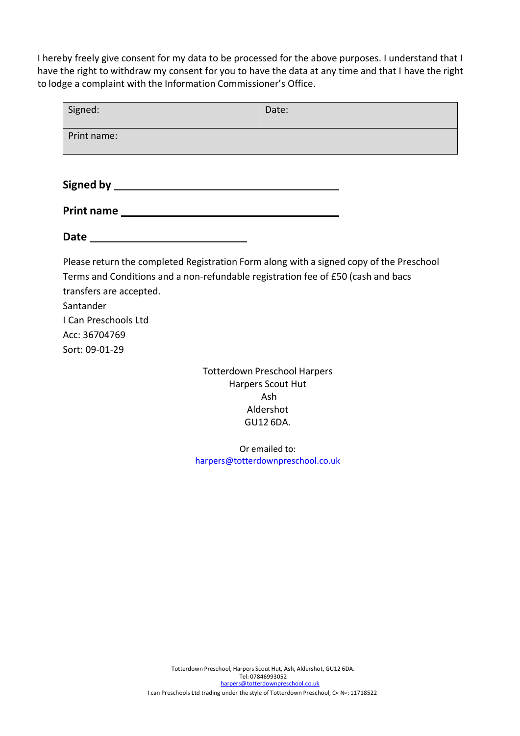I hereby freely give consent for my data to be processed for the above purposes. I understand that I have the right to withdraw my consent for you to have the data at any time and that I have the right to lodge a complaint with the Information Commissioner's Office.

| | |
|---|---|
| Signed: | Date: |
| Print name: | |

**Signed by** ______________________________

**Print name** ______________________________

**Date** ____________________

Please return the completed Registration Form along with a signed copy of the Preschool Terms and Conditions and a non-refundable registration fee of £50 (cash and bacs transfers are accepted.

Santander
I Can Preschools Ltd
Acc: 36704769
Sort: 09-01-29

Totterdown Preschool Harpers
Harpers Scout Hut
Ash
Aldershot
GU12 6DA.

Or emailed to:
harpers@totterdownpreschool.co.uk

Totterdown Preschool, Harpers Scout Hut, Ash, Aldershot, GU12 6DA.
Tel: 07846993052
harpers@totterdownpreschool.co.uk
I can Preschools Ltd trading under the style of Totterdown Preschool, Co No: 11718522